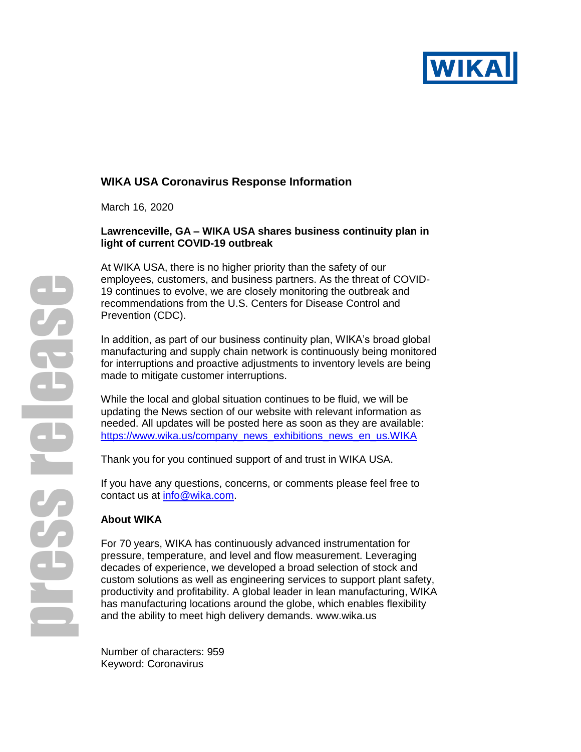WIKA

## WIKA USA Coronavirus Response Information

March 16, 2020

**Lawrenceville, GA – WIKA USA shares business continuity plan in light of current COVID-19 outbreak**

At WIKA USA, there is no higher priority than the safety of our employees, customers, and business partners. As the threat of COVID-19 continues to evolve, we are closely monitoring the outbreak and recommendations from the U.S. Centers for Disease Control and Prevention (CDC).

In addition, as part of our business continuity plan, WIKA's broad global manufacturing and supply chain network is continuously being monitored for interruptions and proactive adjustments to inventory levels are being made to mitigate customer interruptions.

While the local and global situation continues to be fluid, we will be updating the News section of our website with relevant information as needed. All updates will be posted here as soon as they are available: https://www.wika.us/company_news_exhibitions_news_en_us.WIKA

Thank you for you continued support of and trust in WIKA USA.

If you have any questions, concerns, or comments please feel free to contact us at info@wika.com.

**About WIKA**

For 70 years, WIKA has continuously advanced instrumentation for pressure, temperature, and level and flow measurement. Leveraging decades of experience, we developed a broad selection of stock and custom solutions as well as engineering services to support plant safety, productivity and profitability. A global leader in lean manufacturing, WIKA has manufacturing locations around the globe, which enables flexibility and the ability to meet high delivery demands. www.wika.us

Number of characters: 959
Keyword: Coronavirus

press release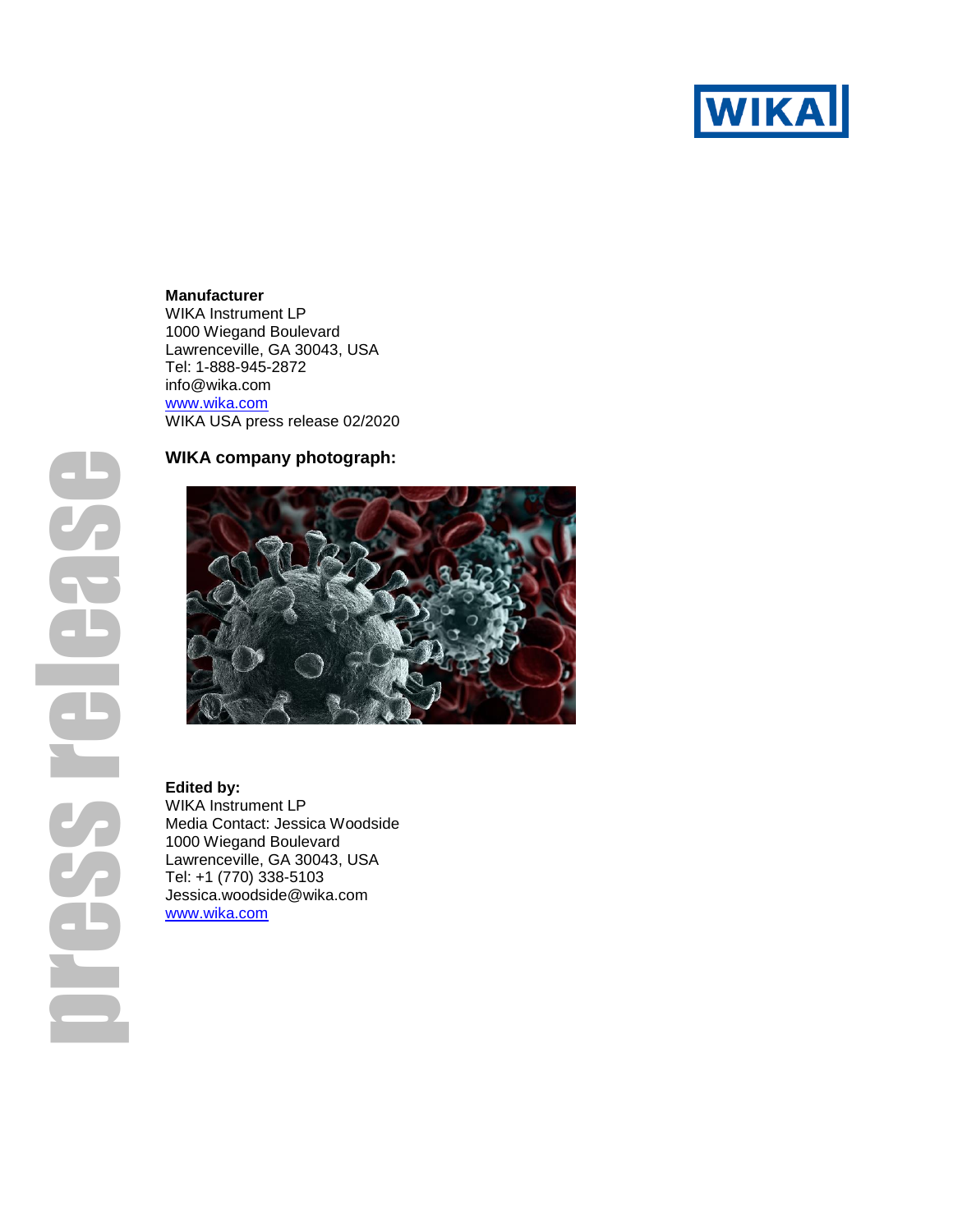**Manufacturer**
WIKA Instrument LP
1000 Wiegand Boulevard
Lawrenceville, GA 30043, USA
Tel: 1-888-945-2872
info@wika.com
www.wika.com
WIKA USA press release 02/2020

**WIKA company photograph:**

**Edited by:**
WIKA Instrument LP
Media Contact: Jessica Woodside
1000 Wiegand Boulevard
Lawrenceville, GA 30043, USA
Tel: +1 (770) 338-5103
Jessica.woodside@wika.com
www.wika.com